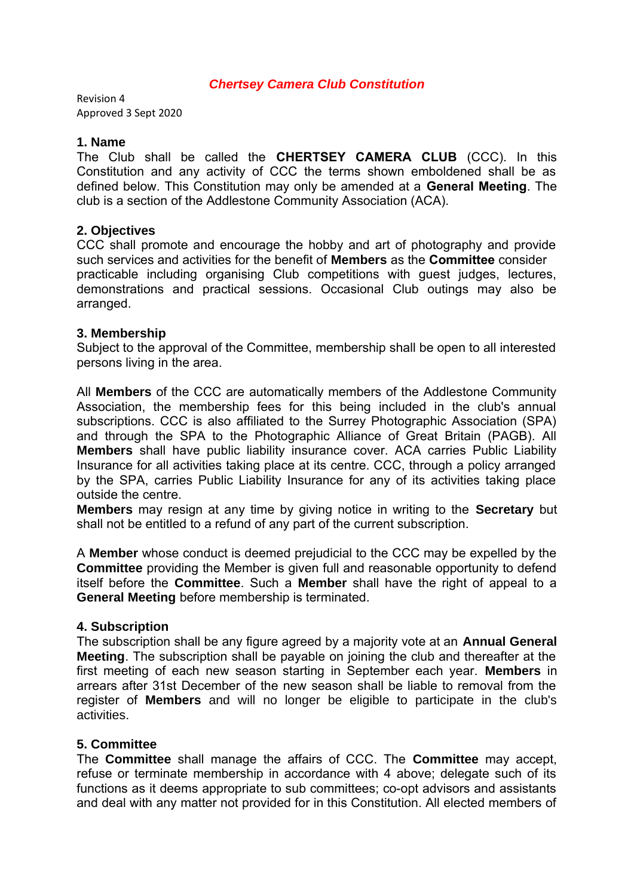# ***Chertsey Camera Club Constitution***

Revision 4
Approved 3 Sept 2020

## 1. Name

The Club shall be called the **CHERTSEY CAMERA CLUB** (CCC). In this Constitution and any activity of CCC the terms shown emboldened shall be as defined below. This Constitution may only be amended at a **General Meeting**. The club is a section of the Addlestone Community Association (ACA).

## 2. Objectives

CCC shall promote and encourage the hobby and art of photography and provide such services and activities for the benefit of **Members** as the **Committee** consider practicable including organising Club competitions with guest judges, lectures, demonstrations and practical sessions. Occasional Club outings may also be arranged.

## 3. Membership

Subject to the approval of the Committee, membership shall be open to all interested persons living in the area.

All **Members** of the CCC are automatically members of the Addlestone Community Association, the membership fees for this being included in the club's annual subscriptions. CCC is also affiliated to the Surrey Photographic Association (SPA) and through the SPA to the Photographic Alliance of Great Britain (PAGB). All **Members** shall have public liability insurance cover. ACA carries Public Liability Insurance for all activities taking place at its centre. CCC, through a policy arranged by the SPA, carries Public Liability Insurance for any of its activities taking place outside the centre.

**Members** may resign at any time by giving notice in writing to the **Secretary** but shall not be entitled to a refund of any part of the current subscription.

A **Member** whose conduct is deemed prejudicial to the CCC may be expelled by the **Committee** providing the Member is given full and reasonable opportunity to defend itself before the **Committee**. Such a **Member** shall have the right of appeal to a **General Meeting** before membership is terminated.

## 4. Subscription

The subscription shall be any figure agreed by a majority vote at an **Annual General Meeting**. The subscription shall be payable on joining the club and thereafter at the first meeting of each new season starting in September each year. **Members** in arrears after 31st December of the new season shall be liable to removal from the register of **Members** and will no longer be eligible to participate in the club's activities.

## 5. Committee

The **Committee** shall manage the affairs of CCC. The **Committee** may accept, refuse or terminate membership in accordance with 4 above; delegate such of its functions as it deems appropriate to sub committees; co-opt advisors and assistants and deal with any matter not provided for in this Constitution. All elected members of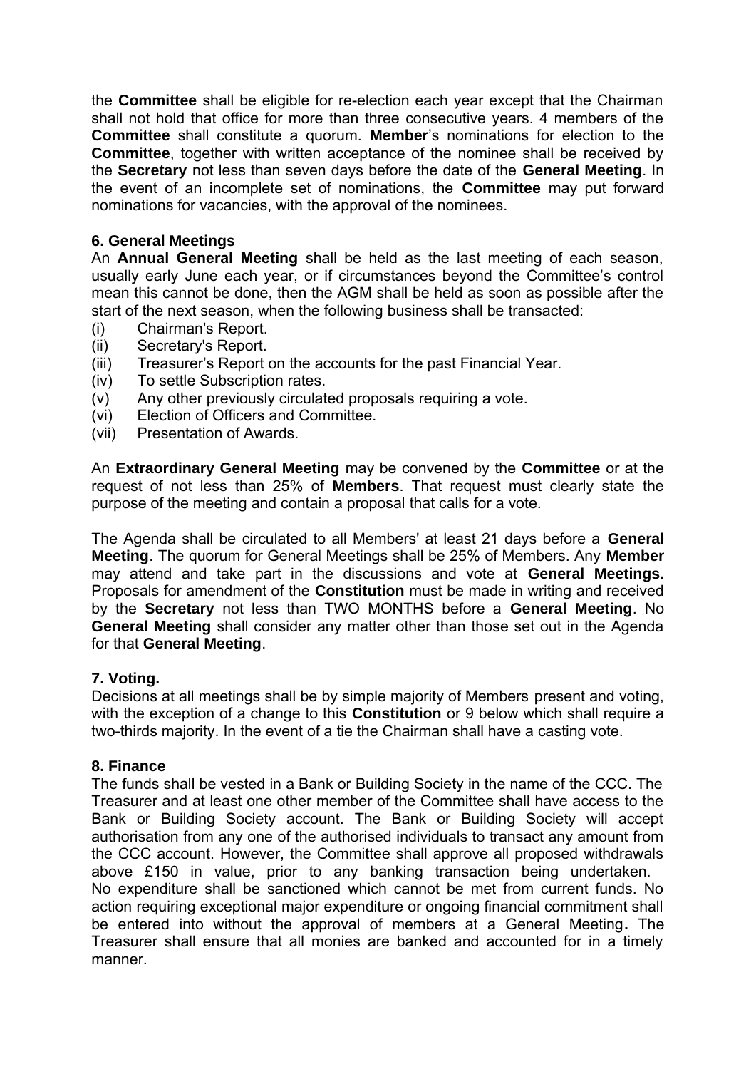the **Committee** shall be eligible for re-election each year except that the Chairman shall not hold that office for more than three consecutive years. 4 members of the **Committee** shall constitute a quorum. **Member**'s nominations for election to the **Committee**, together with written acceptance of the nominee shall be received by the **Secretary** not less than seven days before the date of the **General Meeting**. In the event of an incomplete set of nominations, the **Committee** may put forward nominations for vacancies, with the approval of the nominees.

### 6. General Meetings

An **Annual General Meeting** shall be held as the last meeting of each season, usually early June each year, or if circumstances beyond the Committee's control mean this cannot be done, then the AGM shall be held as soon as possible after the start of the next season, when the following business shall be transacted:

(i) Chairman's Report.
(ii) Secretary's Report.
(iii) Treasurer's Report on the accounts for the past Financial Year.
(iv) To settle Subscription rates.
(v) Any other previously circulated proposals requiring a vote.
(vi) Election of Officers and Committee.
(vii) Presentation of Awards.

An **Extraordinary General Meeting** may be convened by the **Committee** or at the request of not less than 25% of **Members**. That request must clearly state the purpose of the meeting and contain a proposal that calls for a vote.

The Agenda shall be circulated to all Members' at least 21 days before a **General Meeting**. The quorum for General Meetings shall be 25% of Members. Any **Member** may attend and take part in the discussions and vote at **General Meetings.** Proposals for amendment of the **Constitution** must be made in writing and received by the **Secretary** not less than TWO MONTHS before a **General Meeting**. No **General Meeting** shall consider any matter other than those set out in the Agenda for that **General Meeting**.

### 7. Voting.

Decisions at all meetings shall be by simple majority of Members present and voting, with the exception of a change to this **Constitution** or 9 below which shall require a two-thirds majority. In the event of a tie the Chairman shall have a casting vote.

### 8. Finance

The funds shall be vested in a Bank or Building Society in the name of the CCC. The Treasurer and at least one other member of the Committee shall have access to the Bank or Building Society account. The Bank or Building Society will accept authorisation from any one of the authorised individuals to transact any amount from the CCC account. However, the Committee shall approve all proposed withdrawals above £150 in value, prior to any banking transaction being undertaken.
No expenditure shall be sanctioned which cannot be met from current funds. No action requiring exceptional major expenditure or ongoing financial commitment shall be entered into without the approval of members at a General Meeting**.** The Treasurer shall ensure that all monies are banked and accounted for in a timely manner.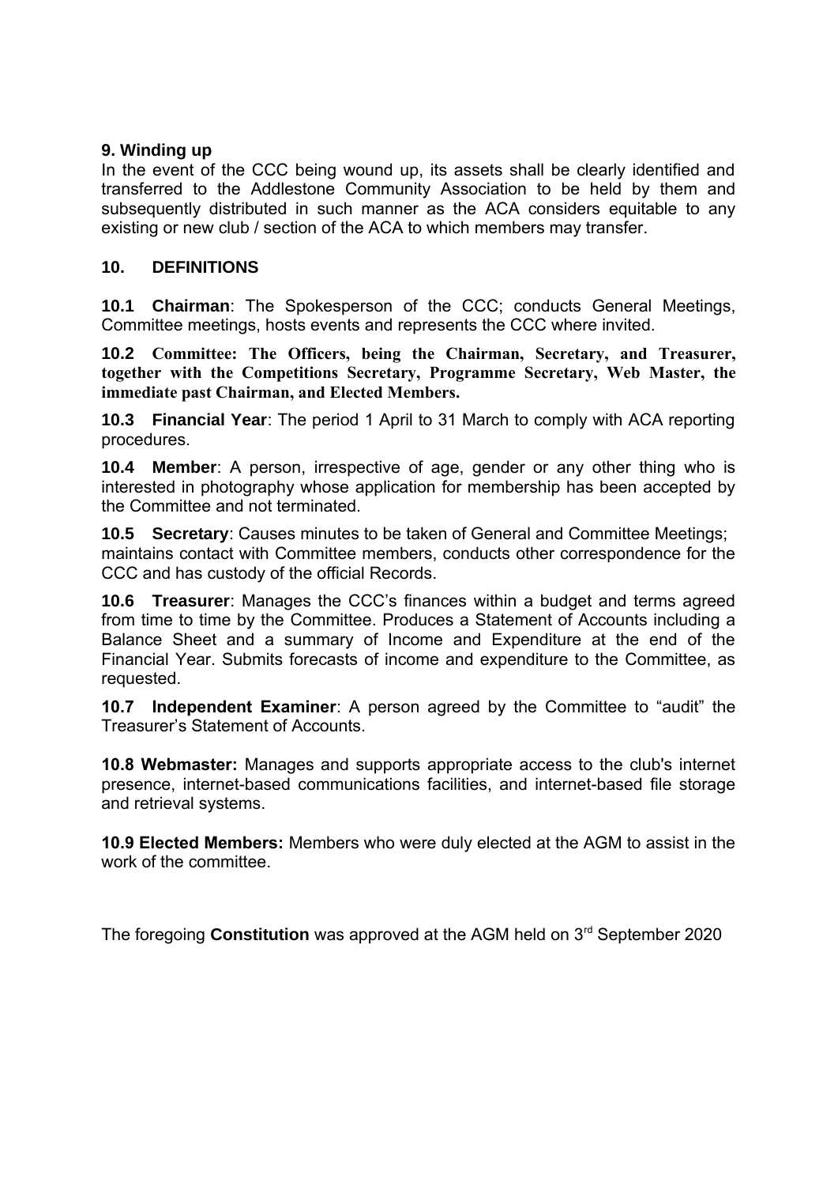**9. Winding up**

In the event of the CCC being wound up, its assets shall be clearly identified and transferred to the Addlestone Community Association to be held by them and subsequently distributed in such manner as the ACA considers equitable to any existing or new club / section of the ACA to which members may transfer.

**10. DEFINITIONS**

**10.1 Chairman**: The Spokesperson of the CCC; conducts General Meetings, Committee meetings, hosts events and represents the CCC where invited.

**10.2 Committee: The Officers, being the Chairman, Secretary, and Treasurer, together with the Competitions Secretary, Programme Secretary, Web Master, the immediate past Chairman, and Elected Members.**

**10.3 Financial Year**: The period 1 April to 31 March to comply with ACA reporting procedures.

**10.4 Member**: A person, irrespective of age, gender or any other thing who is interested in photography whose application for membership has been accepted by the Committee and not terminated.

**10.5 Secretary**: Causes minutes to be taken of General and Committee Meetings; maintains contact with Committee members, conducts other correspondence for the CCC and has custody of the official Records.

**10.6 Treasurer**: Manages the CCC's finances within a budget and terms agreed from time to time by the Committee. Produces a Statement of Accounts including a Balance Sheet and a summary of Income and Expenditure at the end of the Financial Year. Submits forecasts of income and expenditure to the Committee, as requested.

**10.7 Independent Examiner**: A person agreed by the Committee to "audit" the Treasurer's Statement of Accounts.

**10.8 Webmaster:** Manages and supports appropriate access to the club's internet presence, internet-based communications facilities, and internet-based file storage and retrieval systems.

**10.9 Elected Members:** Members who were duly elected at the AGM to assist in the work of the committee.

The foregoing **Constitution** was approved at the AGM held on 3rd September 2020